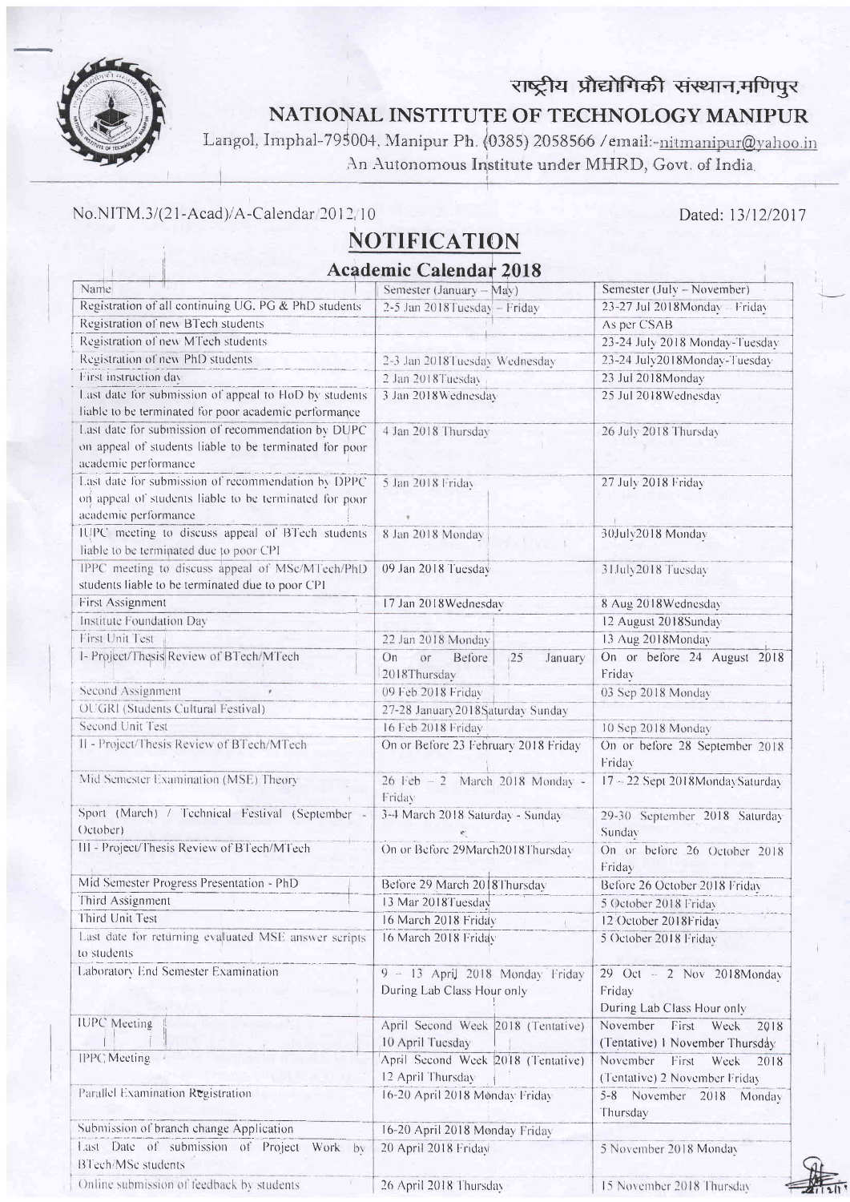राष्ट्रीय प्रौद्योगिकी संस्थान,मणिपुर

# NATIONAL INSTITUTE OF TECHNOLOGY MANIPUR

Langol, Imphal-795004, Manipur Ph. (0385) 2058566 / email:-nitmanipur@yahoo.in

An Autonomous Institute under MHRD, Govt. of India.

No.NITM.3/(21-Acad)/A-Calendar/2012/10

Dated: 13/12/2017

## NOTIFICATION

### Academic Calendar 2018

| Name | Semester (January – May) | Semester (July – November) |
|---|---|---|
| Registration of all continuing UG, PG & PhD students | 2-5 Jan 2018Tuesday – Friday | 23-27 Jul 2018Monday – Friday |
| Registration of new BTech students | | As per CSAB |
| Registration of new MTech students | | 23-24 July 2018 Monday-Tuesday |
| Registration of new PhD students | 2-3 Jan 2018Tuesday Wednesday | 23-24 July2018Monday-Tuesday |
| First instruction day | 2 Jan 2018Tuesday | 23 Jul 2018Monday |
| Last date for submission of appeal to HoD by students liable to be terminated for poor academic performance | 3 Jan 2018Wednesday | 25 Jul 2018Wednesday |
| Last date for submission of recommendation by DUPC on appeal of students liable to be terminated for poor academic performance | 4 Jan 2018 Thursday | 26 July 2018 Thursday |
| Last date for submission of recommendation by DPPC on appeal of students liable to be terminated for poor academic performance | 5 Jan 2018 Friday | 27 July 2018 Friday |
| IUPC meeting to discuss appeal of BTech students liable to be terminated due to poor CPI | 8 Jan 2018 Monday | 30July2018 Monday |
| IPPC meeting to discuss appeal of MSc/MTech/PhD students liable to be terminated due to poor CPI | 09 Jan 2018 Tuesday | 31July2018 Tuesday |
| First Assignment | 17 Jan 2018Wednesday | 8 Aug 2018Wednesday |
| Institute Foundation Day | | 12 August 2018Sunday |
| First Unit Test | 22 Jan 2018 Monday | 13 Aug 2018Monday |
| I- Project/Thesis Review of BTech/MTech | On or Before 25 January 2018Thursday | On or before 24 August 2018 Friday |
| Second Assignment | 09 Feb 2018 Friday | 03 Sep 2018 Monday |
| OUGRI (Students Cultural Festival) | 27-28 January2018Saturday Sunday | |
| Second Unit Test | 16 Feb 2018 Friday | 10 Sep 2018 Monday |
| II - Project/Thesis Review of BTech/MTech | On or Before 23 February 2018 Friday | On or before 28 September 2018 Friday |
| Mid Semester Examination (MSE) Theory | 26 Feb – 2 March 2018 Monday - Friday | 17 – 22 Sept 2018MondaySaturday |
| Sport (March) / Technical Festival (September - October) | 3-4 March 2018 Saturday - Sunday | 29-30 September 2018 Saturday Sunday |
| III - Project/Thesis Review of BTech/MTech | On or Before 29March2018Thursday | On or before 26 October 2018 Friday |
| Mid Semester Progress Presentation - PhD | Before 29 March 2018Thursday | Before 26 October 2018 Friday |
| Third Assignment | 13 Mar 2018Tuesday | 5 October 2018 Friday |
| Third Unit Test | 16 March 2018 Friday | 12 October 2018Friday |
| Last date for returning evaluated MSE answer scripts to students | 16 March 2018 Friday | 5 October 2018 Friday |
| Laboratory End Semester Examination | 9 – 13 April 2018 Monday Friday During Lab Class Hour only | 29 Oct – 2 Nov 2018Monday Friday During Lab Class Hour only |
| IUPC Meeting | April Second Week 2018 (Tentative) 10 April Tuesday | November First Week 2018 (Tentative) 1 November Thursday |
| IPPC Meeting | April Second Week 2018 (Tentative) 12 April Thursday | November First Week 2018 (Tentative) 2 November Friday |
| Parallel Examination Registration | 16-20 April 2018 Monday Friday | 5-8 November 2018 Monday Thursday |
| Submission of branch change Application | 16-20 April 2018 Monday Friday | |
| Last Date of submission of Project Work by BTech/MSc students | 20 April 2018 Friday | 5 November 2018 Monday |
| Online submission of feedback by students | 26 April 2018 Thursday | 15 November 2018 Thursday |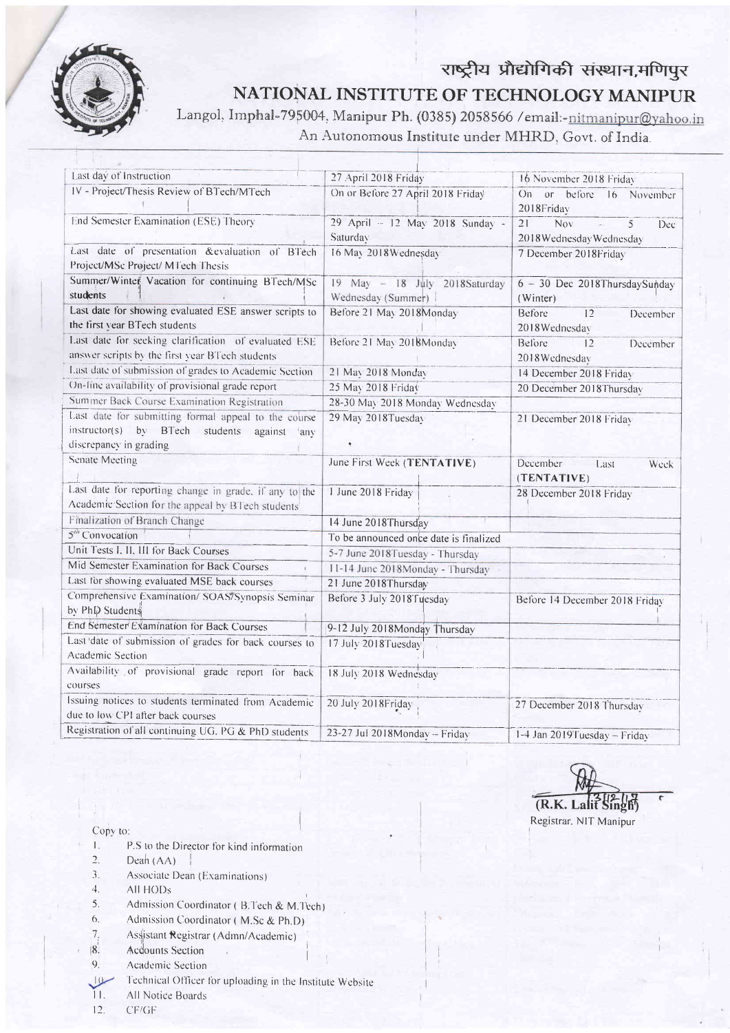# राष्ट्रीय प्रौद्योगिकी संस्थान,मणिपुर

# NATIONAL INSTITUTE OF TECHNOLOGY MANIPUR

Langol, Imphal-795004, Manipur Ph. (0385) 2058566 /email:-nitmanipur@yahoo.in

An Autonomous Institute under MHRD, Govt. of India.

| | | |
|---|---|---|
| Last day of Instruction | 27 April 2018 Friday | 16 November 2018 Friday |
| IV - Project/Thesis Review of BTech/MTech | On or Before 27 April 2018 Friday | On or before 16 November 2018Friday |
| End Semester Examination (ESE) Theory | 29 April – 12 May 2018 Sunday - Saturday | 21 Nov - 5 Dec 2018WednesdayWednesday |
| Last date of presentation &evaluation of BTech Project/MSc Project/ MTech Thesis | 16 May 2018Wednesday | 7 December 2018Friday |
| Summer/Winter Vacation for continuing BTech/MSc students | 19 May – 18 July 2018Saturday Wednesday (Summer) | 6 – 30 Dec 2018ThursdaySunday (Winter) |
| Last date for showing evaluated ESE answer scripts to the first year BTech students | Before 21 May 2018Monday | Before 12 December 2018Wednesday |
| Last date for seeking clarification of evaluated ESE answer scripts by the first year BTech students | Before 21 May 2018Monday | Before 12 December 2018Wednesday |
| Last date of submission of grades to Academic Section | 21 May 2018 Monday | 14 December 2018 Friday |
| On-line availability of provisional grade report | 25 May 2018 Friday | 20 December 2018Thursday |
| Summer Back Course Examination Registration | 28-30 May 2018 Monday Wednesday | |
| Last date for submitting formal appeal to the course instructor(s) by BTech students against any discrepancy in grading | 29 May 2018Tuesday | 21 December 2018 Friday |
| Senate Meeting | June First Week (**TENTATIVE**) | December Last Week (**TENTATIVE**) |
| Last date for reporting change in grade, if any to the Academic Section for the appeal by BTech students | 1 June 2018 Friday | 28 December 2018 Friday |
| Finalization of Branch Change | 14 June 2018Thursday | |
| 5th Convocation | To be announced once date is finalized | |
| Unit Tests I, II, III for Back Courses | 5-7 June 2018Tuesday - Thursday | |
| Mid Semester Examination for Back Courses | 11-14 June 2018Monday - Thursday | |
| Last for showing evaluated MSE back courses | 21 June 2018Thursday | |
| Comprehensive Examination/ SOAS/Synopsis Seminar by PhD Students | Before 3 July 2018Tuesday | Before 14 December 2018 Friday |
| End Semester Examination for Back Courses | 9-12 July 2018Monday Thursday | |
| Last date of submission of grades for back courses to Academic Section | 17 July 2018Tuesday | |
| Availability of provisional grade report for back courses | 18 July 2018 Wednesday | |
| Issuing notices to students terminated from Academic due to low CPI after back courses | 20 July 2018Friday | 27 December 2018 Thursday |
| Registration of all continuing UG, PG & PhD students | 23-27 Jul 2018Monday – Friday | 1-4 Jan 2019Tuesday – Friday |

(R.K. Lalit Singh)
Registrar, NIT Manipur

Copy to:

1. P.S to the Director for kind information
2. Dean (AA)
3. Associate Dean (Examinations)
4. All HODs
5. Admission Coordinator ( B.Tech & M.Tech)
6. Admission Coordinator ( M.Sc & Ph.D)
7. Assistant Registrar (Admn/Academic)
8. Accounts Section
9. Academic Section
10. Technical Officer for uploading in the Institute Website
11. All Notice Boards
12. CF/GF